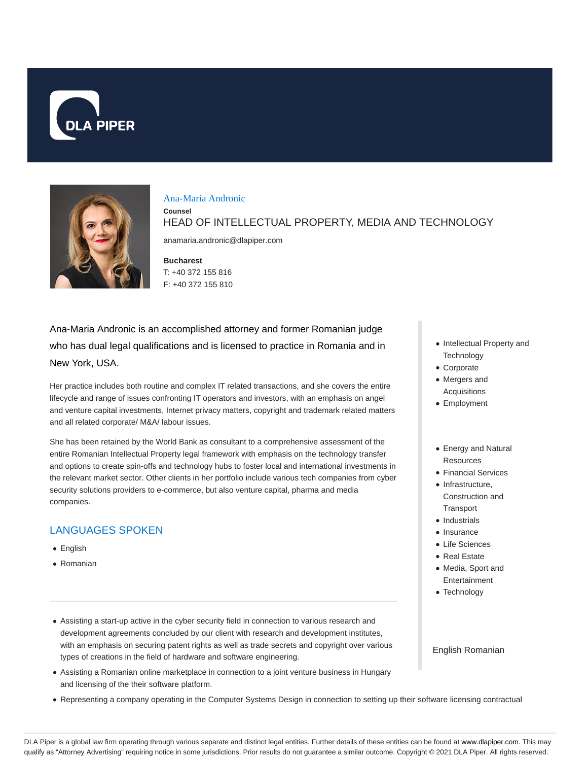DLA PIPER

## Ana-Maria Andronic

**Counsel**

HEAD OF INTELLECTUAL PROPERTY, MEDIA AND TECHNOLOGY

anamaria.andronic@dlapiper.com

**Bucharest**

T: +40 372 155 816

F: +40 372 155 810

Ana-Maria Andronic is an accomplished attorney and former Romanian judge who has dual legal qualifications and is licensed to practice in Romania and in New York, USA.

Her practice includes both routine and complex IT related transactions, and she covers the entire lifecycle and range of issues confronting IT operators and investors, with an emphasis on angel and venture capital investments, Internet privacy matters, copyright and trademark related matters and all related corporate/ M&A/ labour issues.

She has been retained by the World Bank as consultant to a comprehensive assessment of the entire Romanian Intellectual Property legal framework with emphasis on the technology transfer and options to create spin-offs and technology hubs to foster local and international investments in the relevant market sector. Other clients in her portfolio include various tech companies from cyber security solutions providers to e-commerce, but also venture capital, pharma and media companies.

- Intellectual Property and Technology
- Corporate
- Mergers and Acquisitions
- Employment

- Energy and Natural Resources
- Financial Services
- Infrastructure, Construction and Transport
- Industrials
- Insurance
- Life Sciences
- Real Estate
- Media, Sport and Entertainment
- Technology

## LANGUAGES SPOKEN

- English
- Romanian

English Romanian

---

- Assisting a start-up active in the cyber security field in connection to various research and development agreements concluded by our client with research and development institutes, with an emphasis on securing patent rights as well as trade secrets and copyright over various types of creations in the field of hardware and software engineering.
- Assisting a Romanian online marketplace in connection to a joint venture business in Hungary and licensing of the their software platform.
- Representing a company operating in the Computer Systems Design in connection to setting up their software licensing contractual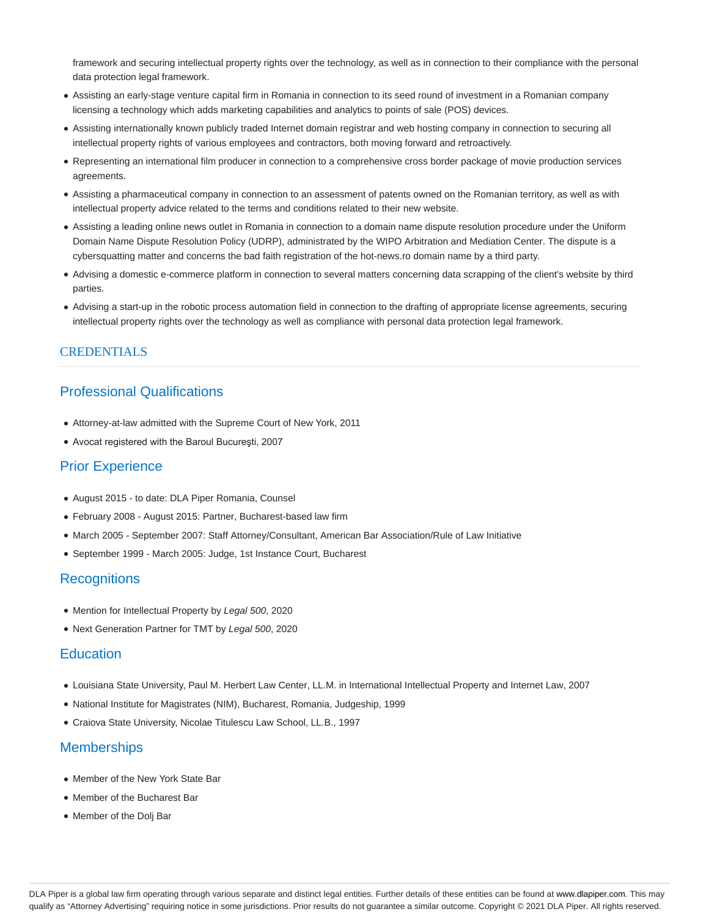framework and securing intellectual property rights over the technology, as well as in connection to their compliance with the personal data protection legal framework.

- Assisting an early-stage venture capital firm in Romania in connection to its seed round of investment in a Romanian company licensing a technology which adds marketing capabilities and analytics to points of sale (POS) devices.
- Assisting internationally known publicly traded Internet domain registrar and web hosting company in connection to securing all intellectual property rights of various employees and contractors, both moving forward and retroactively.
- Representing an international film producer in connection to a comprehensive cross border package of movie production services agreements.
- Assisting a pharmaceutical company in connection to an assessment of patents owned on the Romanian territory, as well as with intellectual property advice related to the terms and conditions related to their new website.
- Assisting a leading online news outlet in Romania in connection to a domain name dispute resolution procedure under the Uniform Domain Name Dispute Resolution Policy (UDRP), administrated by the WIPO Arbitration and Mediation Center. The dispute is a cybersquatting matter and concerns the bad faith registration of the hot-news.ro domain name by a third party.
- Advising a domestic e-commerce platform in connection to several matters concerning data scrapping of the client's website by third parties.
- Advising a start-up in the robotic process automation field in connection to the drafting of appropriate license agreements, securing intellectual property rights over the technology as well as compliance with personal data protection legal framework.

## CREDENTIALS

### Professional Qualifications

- Attorney-at-law admitted with the Supreme Court of New York, 2011
- Avocat registered with the Baroul Bucureşti, 2007

### Prior Experience

- August 2015 - to date: DLA Piper Romania, Counsel
- February 2008 - August 2015: Partner, Bucharest-based law firm
- March 2005 - September 2007: Staff Attorney/Consultant, American Bar Association/Rule of Law Initiative
- September 1999 - March 2005: Judge, 1st Instance Court, Bucharest

### Recognitions

- Mention for Intellectual Property by *Legal 500*, 2020
- Next Generation Partner for TMT by *Legal 500*, 2020

### Education

- Louisiana State University, Paul M. Herbert Law Center, LL.M. in International Intellectual Property and Internet Law, 2007
- National Institute for Magistrates (NIM), Bucharest, Romania, Judgeship, 1999
- Craiova State University, Nicolae Titulescu Law School, LL.B., 1997

### Memberships

- Member of the New York State Bar
- Member of the Bucharest Bar
- Member of the Dolj Bar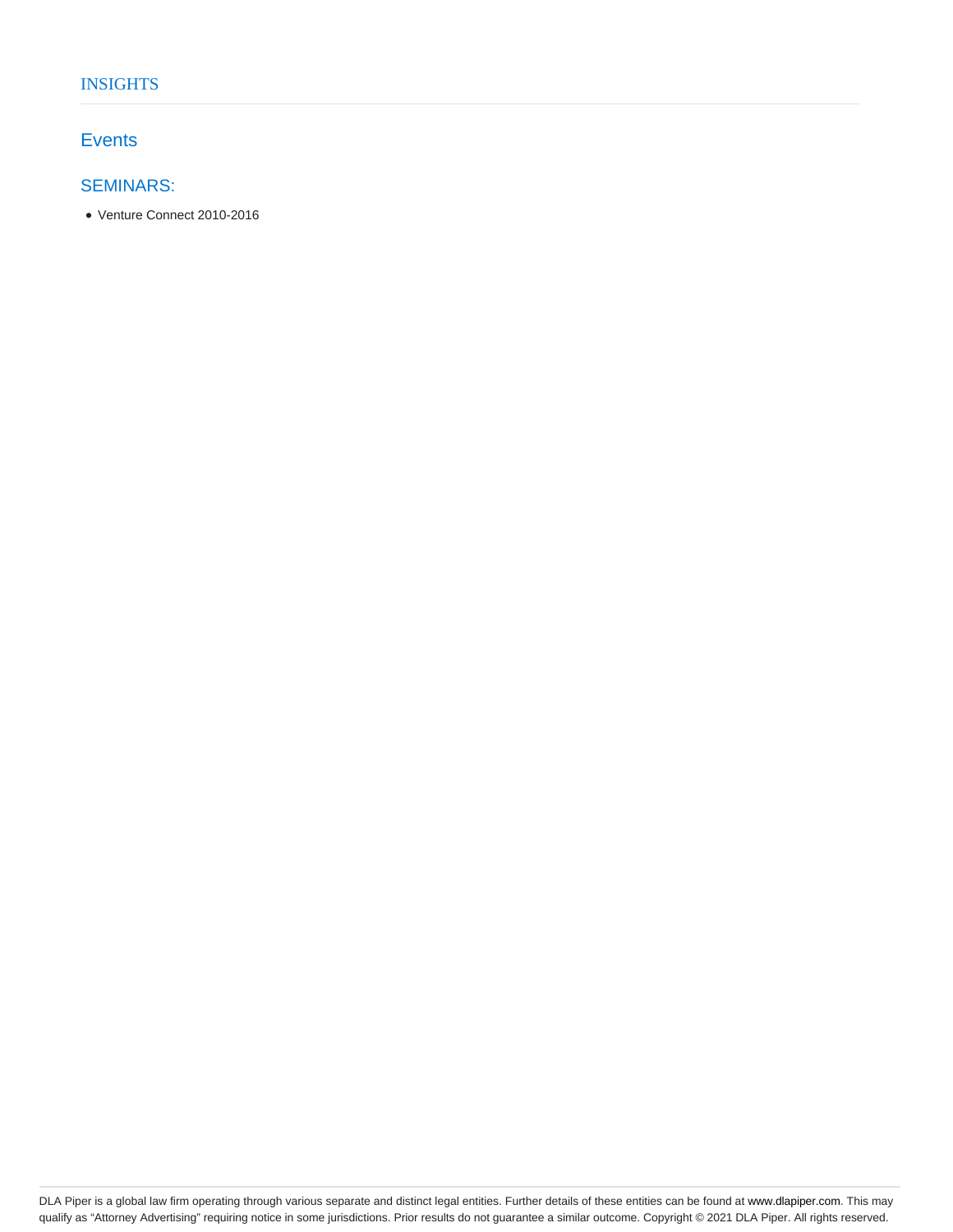## INSIGHTS

### Events

### SEMINARS:

- Venture Connect 2010-2016